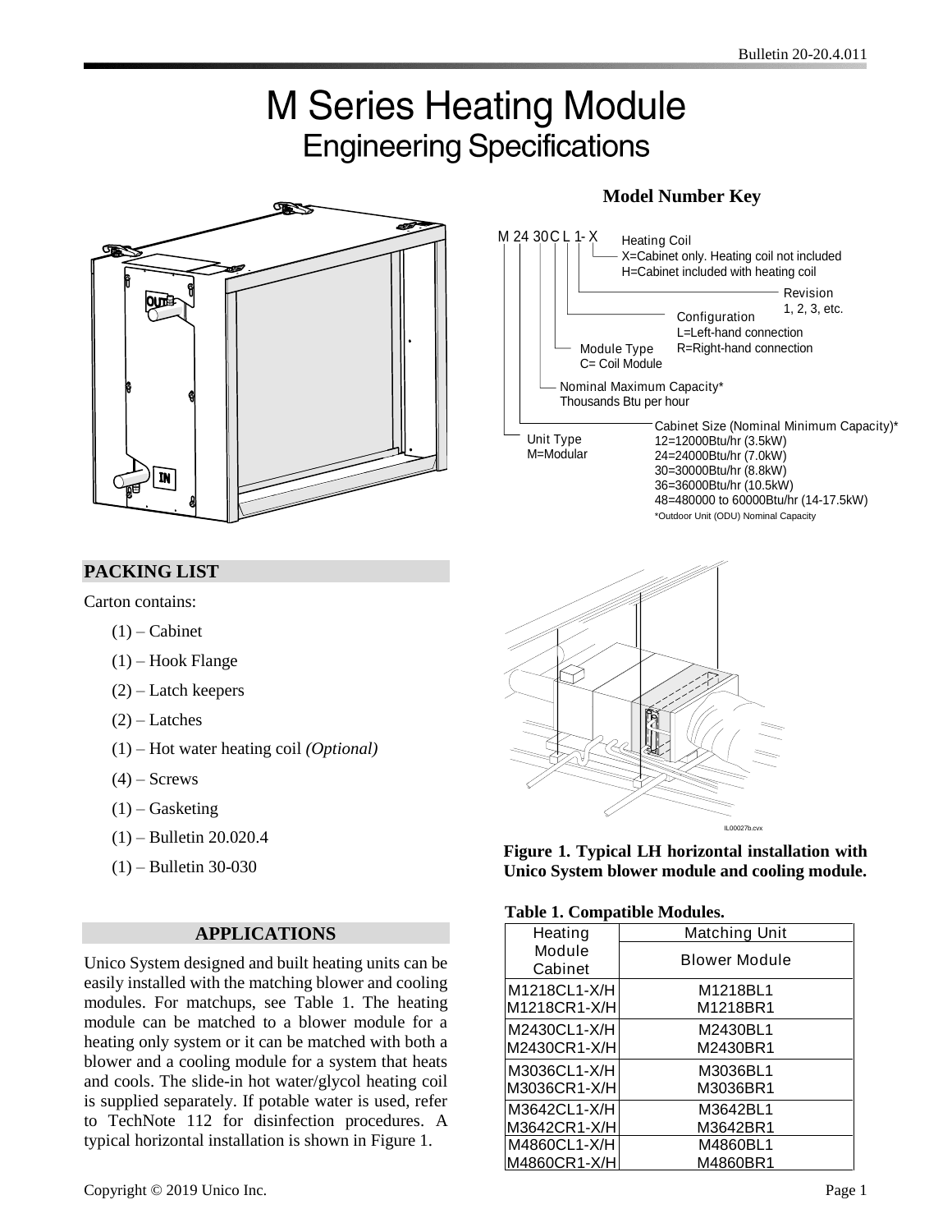// M Series Heating Module — Engineering Specifications — Page 1 OCR

# M Series Heating Module

## Engineering Specifications

### Model Number Key

M 24 30 C L 1- X

- Heating Coil
  - X=Cabinet only. Heating coil not included
  - H=Cabinet included with heating coil
- Revision
  - 1, 2, 3, etc.
- Configuration
  - L=Left-hand connection
  - R=Right-hand connection
- Module Type
  - C= Coil Module
- Nominal Maximum Capacity*
  - Thousands Btu per hour
- Cabinet Size (Nominal Minimum Capacity)*
  - 12=12000Btu/hr (3.5kW)
  - 24=24000Btu/hr (7.0kW)
  - 30=30000Btu/hr (8.8kW)
  - 36=36000Btu/hr (10.5kW)
  - 48=480000 to 60000Btu/hr (14-17.5kW)
- Unit Type
  - M=Modular

*Outdoor Unit (ODU) Nominal Capacity

## PACKING LIST

Carton contains:

- (1) – Cabinet
- (1) – Hook Flange
- (2) – Latch keepers
- (2) – Latches
- (1) – Hot water heating coil *(Optional)*
- (4) – Screws
- (1) – Gasketing
- (1) – Bulletin 20.020.4
- (1) – Bulletin 30-030

## APPLICATIONS

Unico System designed and built heating units can be easily installed with the matching blower and cooling modules. For matchups, see Table 1. The heating module can be matched to a blower module for a heating only system or it can be matched with both a blower and a cooling module for a system that heats and cools. The slide-in hot water/glycol heating coil is supplied separately. If potable water is used, refer to TechNote 112 for disinfection procedures. A typical horizontal installation is shown in Figure 1.

IL00027b.cvx

**Figure 1. Typical LH horizontal installation with Unico System blower module and cooling module.**

**Table 1. Compatible Modules.**

| Heating Module Cabinet | Matching Unit |
|---|---|
| | Blower Module |
| M1218CL1-X/H<br>M1218CR1-X/H | M1218BL1<br>M1218BR1 |
| M2430CL1-X/H<br>M2430CR1-X/H | M2430BL1<br>M2430BR1 |
| M3036CL1-X/H<br>M3036CR1-X/H | M3036BL1<br>M3036BR1 |
| M3642CL1-X/H<br>M3642CR1-X/H | M3642BL1<br>M3642BR1 |
| M4860CL1-X/H<br>M4860CR1-X/H | M4860BL1<br>M4860BR1 |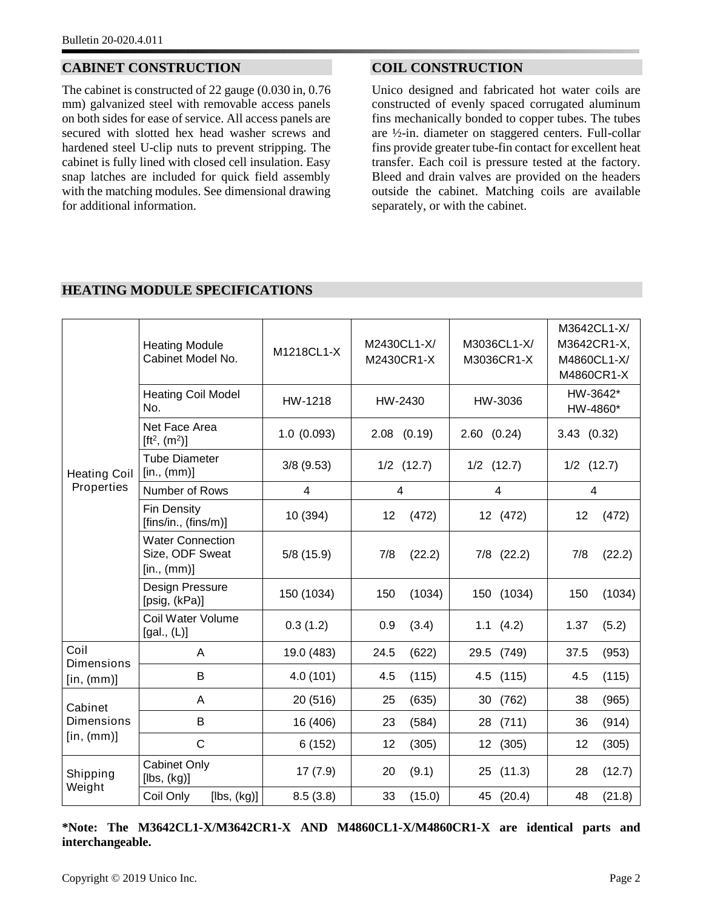## CABINET CONSTRUCTION

The cabinet is constructed of 22 gauge (0.030 in, 0.76 mm) galvanized steel with removable access panels on both sides for ease of service. All access panels are secured with slotted hex head washer screws and hardened steel U-clip nuts to prevent stripping. The cabinet is fully lined with closed cell insulation. Easy snap latches are included for quick field assembly with the matching modules. See dimensional drawing for additional information.

## COIL CONSTRUCTION

Unico designed and fabricated hot water coils are constructed of evenly spaced corrugated aluminum fins mechanically bonded to copper tubes. The tubes are ½-in. diameter on staggered centers. Full-collar fins provide greater tube-fin contact for excellent heat transfer. Each coil is pressure tested at the factory. Bleed and drain valves are provided on the headers outside the cabinet. Matching coils are available separately, or with the cabinet.

## HEATING MODULE SPECIFICATIONS

| | | | | | |
|---|---|---|---|---|---|
| Heating Coil Properties | Heating Module Cabinet Model No. | M1218CL1-X | M2430CL1-X/ M2430CR1-X | M3036CL1-X/ M3036CR1-X | M3642CL1-X/ M3642CR1-X, M4860CL1-X/ M4860CR1-X |
| | Heating Coil Model No. | HW-1218 | HW-2430 | HW-3036 | HW-3642* HW-4860* |
| | Net Face Area [ft², (m²)] | 1.0 (0.093) | 2.08 (0.19) | 2.60 (0.24) | 3.43 (0.32) |
| | Tube Diameter [in., (mm)] | 3/8 (9.53) | 1/2 (12.7) | 1/2 (12.7) | 1/2 (12.7) |
| | Number of Rows | 4 | 4 | 4 | 4 |
| | Fin Density [fins/in., (fins/m)] | 10 (394) | 12 (472) | 12 (472) | 12 (472) |
| | Water Connection Size, ODF Sweat [in., (mm)] | 5/8 (15.9) | 7/8 (22.2) | 7/8 (22.2) | 7/8 (22.2) |
| | Design Pressure [psig, (kPa)] | 150 (1034) | 150 (1034) | 150 (1034) | 150 (1034) |
| | Coil Water Volume [gal., (L)] | 0.3 (1.2) | 0.9 (3.4) | 1.1 (4.2) | 1.37 (5.2) |
| Coil Dimensions [in, (mm)] | A | 19.0 (483) | 24.5 (622) | 29.5 (749) | 37.5 (953) |
| | B | 4.0 (101) | 4.5 (115) | 4.5 (115) | 4.5 (115) |
| Cabinet Dimensions [in, (mm)] | A | 20 (516) | 25 (635) | 30 (762) | 38 (965) |
| | B | 16 (406) | 23 (584) | 28 (711) | 36 (914) |
| | C | 6 (152) | 12 (305) | 12 (305) | 12 (305) |
| Shipping Weight | Cabinet Only [lbs, (kg)] | 17 (7.9) | 20 (9.1) | 25 (11.3) | 28 (12.7) |
| | Coil Only [lbs, (kg)] | 8.5 (3.8) | 33 (15.0) | 45 (20.4) | 48 (21.8) |

**\*Note: The M3642CL1-X/M3642CR1-X AND M4860CL1-X/M4860CR1-X are identical parts and interchangeable.**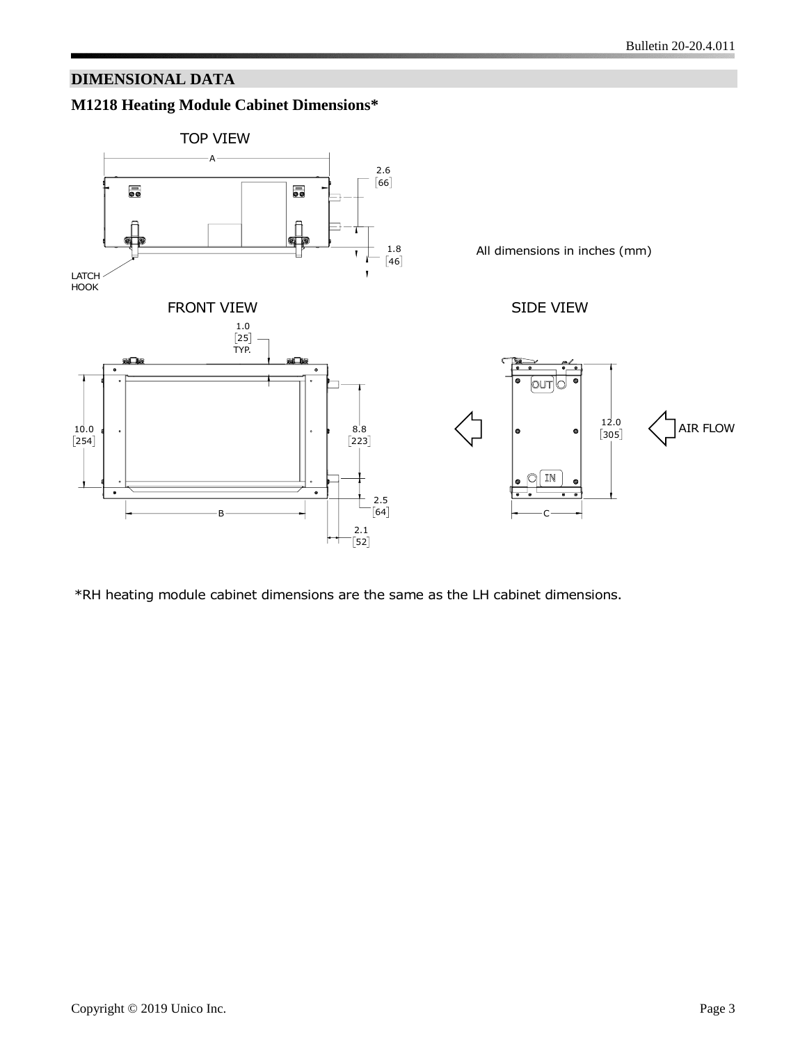## DIMENSIONAL DATA

### M1218 Heating Module Cabinet Dimensions*

TOP VIEW

A

2.6 [66]

1.8 [46]

LATCH HOOK

All dimensions in inches (mm)

FRONT VIEW

1.0 [25] TYP.

10.0 [254]

8.8 [223]

2.5 [64]

B

2.1 [52]

SIDE VIEW

OUT

IN

12.0 [305]

AIR FLOW

C

*RH heating module cabinet dimensions are the same as the LH cabinet dimensions.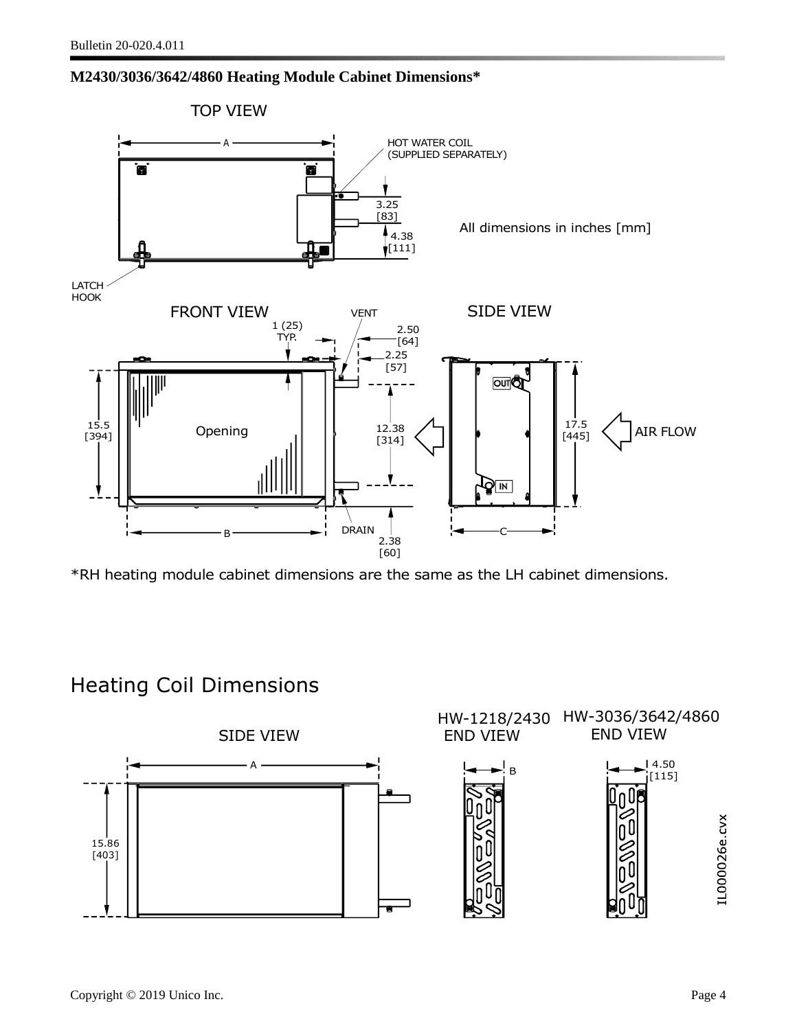## M2430/3036/3642/4860 Heating Module Cabinet Dimensions*

TOP VIEW

A

HOT WATER COIL (SUPPLIED SEPARATELY)

3.25 [83]

4.38 [111]

All dimensions in inches [mm]

LATCH HOOK

FRONT VIEW

VENT

1 (25) TYP.

2.50 [64]

2.25 [57]

SIDE VIEW

15.5 [394]

Opening

12.38 [314]

17.5 [445]

AIR FLOW

OUT

IN

B

DRAIN

2.38 [60]

C

*RH heating module cabinet dimensions are the same as the LH cabinet dimensions.

# Heating Coil Dimensions

SIDE VIEW

A

15.86 [403]

HW-1218/2430 END VIEW

B

HW-3036/3642/4860 END VIEW

4.50 [115]

IL000026e.cvx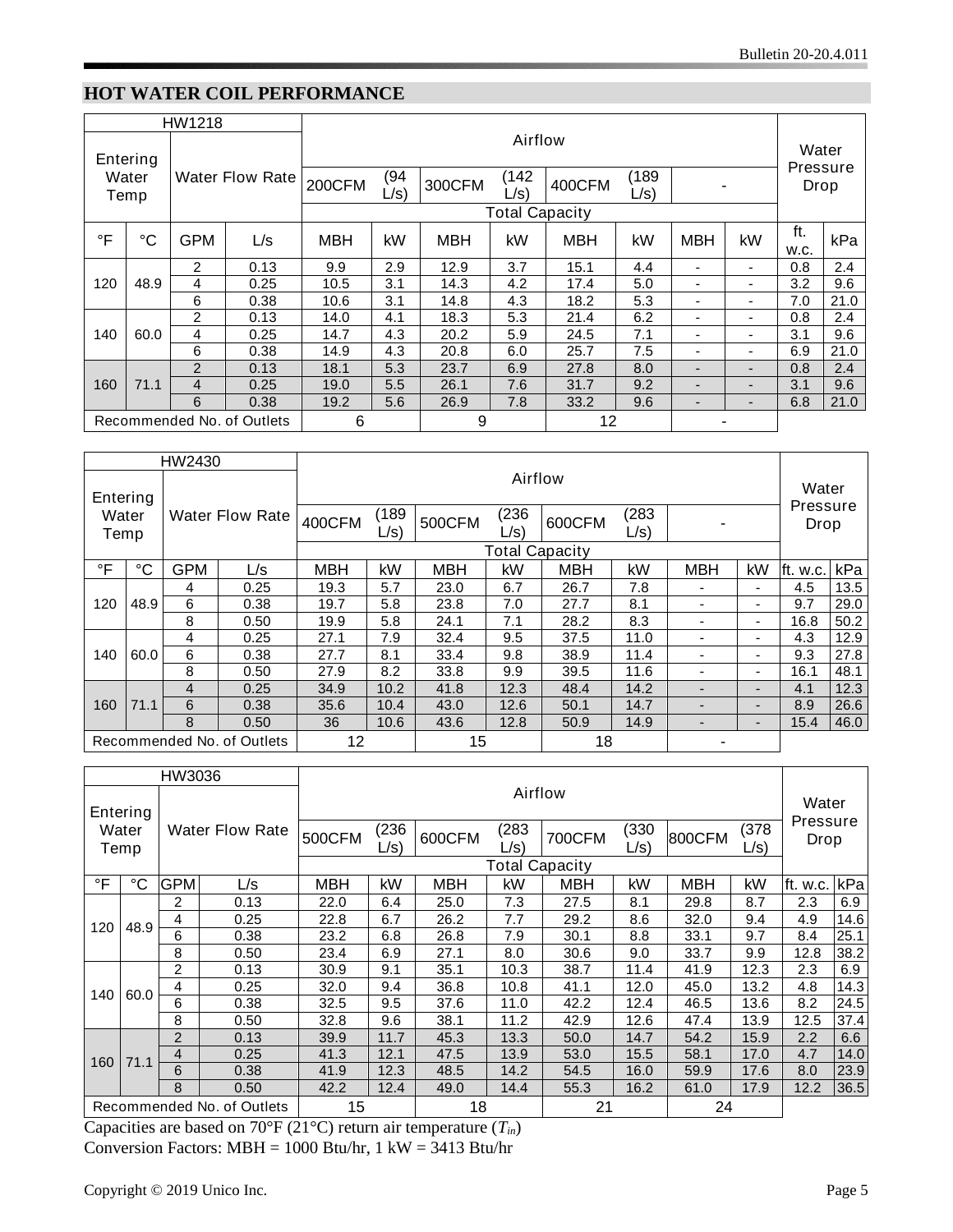## HOT WATER COIL PERFORMANCE

| HW1218 | | | | Airflow | | | | | | | | Water Pressure Drop | |
|---|---|---|---|---|---|---|---|---|---|---|---|---|---|
| Entering Water Temp | | Water Flow Rate | | 200CFM | (94 L/s) | 300CFM | (142 L/s) | 400CFM | (189 L/s) | - | | | |
| | | | | Total Capacity | | | | | | | | | |
| °F | °C | GPM | L/s | MBH | kW | MBH | kW | MBH | kW | MBH | kW | ft. w.c. | kPa |
| 120 | 48.9 | 2 | 0.13 | 9.9 | 2.9 | 12.9 | 3.7 | 15.1 | 4.4 | - | - | 0.8 | 2.4 |
| | | 4 | 0.25 | 10.5 | 3.1 | 14.3 | 4.2 | 17.4 | 5.0 | - | - | 3.2 | 9.6 |
| | | 6 | 0.38 | 10.6 | 3.1 | 14.8 | 4.3 | 18.2 | 5.3 | - | - | 7.0 | 21.0 |
| 140 | 60.0 | 2 | 0.13 | 14.0 | 4.1 | 18.3 | 5.3 | 21.4 | 6.2 | - | - | 0.8 | 2.4 |
| | | 4 | 0.25 | 14.7 | 4.3 | 20.2 | 5.9 | 24.5 | 7.1 | - | - | 3.1 | 9.6 |
| | | 6 | 0.38 | 14.9 | 4.3 | 20.8 | 6.0 | 25.7 | 7.5 | - | - | 6.9 | 21.0 |
| 160 | 71.1 | 2 | 0.13 | 18.1 | 5.3 | 23.7 | 6.9 | 27.8 | 8.0 | - | - | 0.8 | 2.4 |
| | | 4 | 0.25 | 19.0 | 5.5 | 26.1 | 7.6 | 31.7 | 9.2 | - | - | 3.1 | 9.6 |
| | | 6 | 0.38 | 19.2 | 5.6 | 26.9 | 7.8 | 33.2 | 9.6 | - | - | 6.8 | 21.0 |
| Recommended No. of Outlets | | | | 6 | | 9 | | 12 | | - | | | |

| HW2430 | | | | Airflow | | | | | | | | Water Pressure Drop | |
|---|---|---|---|---|---|---|---|---|---|---|---|---|---|
| Entering Water Temp | | Water Flow Rate | | 400CFM | (189 L/s) | 500CFM | (236 L/s) | 600CFM | (283 L/s) | - | | | |
| | | | | Total Capacity | | | | | | | | | |
| °F | °C | GPM | L/s | MBH | kW | MBH | kW | MBH | kW | MBH | kW | ft. w.c. | kPa |
| 120 | 48.9 | 4 | 0.25 | 19.3 | 5.7 | 23.0 | 6.7 | 26.7 | 7.8 | - | - | 4.5 | 13.5 |
| | | 6 | 0.38 | 19.7 | 5.8 | 23.8 | 7.0 | 27.7 | 8.1 | - | - | 9.7 | 29.0 |
| | | 8 | 0.50 | 19.9 | 5.8 | 24.1 | 7.1 | 28.2 | 8.3 | - | - | 16.8 | 50.2 |
| 140 | 60.0 | 4 | 0.25 | 27.1 | 7.9 | 32.4 | 9.5 | 37.5 | 11.0 | - | - | 4.3 | 12.9 |
| | | 6 | 0.38 | 27.7 | 8.1 | 33.4 | 9.8 | 38.9 | 11.4 | - | - | 9.3 | 27.8 |
| | | 8 | 0.50 | 27.9 | 8.2 | 33.8 | 9.9 | 39.5 | 11.6 | - | - | 16.1 | 48.1 |
| 160 | 71.1 | 4 | 0.25 | 34.9 | 10.2 | 41.8 | 12.3 | 48.4 | 14.2 | - | - | 4.1 | 12.3 |
| | | 6 | 0.38 | 35.6 | 10.4 | 43.0 | 12.6 | 50.1 | 14.7 | - | - | 8.9 | 26.6 |
| | | 8 | 0.50 | 36 | 10.6 | 43.6 | 12.8 | 50.9 | 14.9 | - | - | 15.4 | 46.0 |
| Recommended No. of Outlets | | | | 12 | | 15 | | 18 | | - | | | |

| HW3036 | | | | Airflow | | | | | | | | Water Pressure Drop | |
|---|---|---|---|---|---|---|---|---|---|---|---|---|---|
| Entering Water Temp | | Water Flow Rate | | 500CFM | (236 L/s) | 600CFM | (283 L/s) | 700CFM | (330 L/s) | 800CFM | (378 L/s) | | |
| | | | | Total Capacity | | | | | | | | | |
| °F | °C | GPM | L/s | MBH | kW | MBH | kW | MBH | kW | MBH | kW | ft. w.c. | kPa |
| 120 | 48.9 | 2 | 0.13 | 22.0 | 6.4 | 25.0 | 7.3 | 27.5 | 8.1 | 29.8 | 8.7 | 2.3 | 6.9 |
| | | 4 | 0.25 | 22.8 | 6.7 | 26.2 | 7.7 | 29.2 | 8.6 | 32.0 | 9.4 | 4.9 | 14.6 |
| | | 6 | 0.38 | 23.2 | 6.8 | 26.8 | 7.9 | 30.1 | 8.8 | 33.1 | 9.7 | 8.4 | 25.1 |
| | | 8 | 0.50 | 23.4 | 6.9 | 27.1 | 8.0 | 30.6 | 9.0 | 33.7 | 9.9 | 12.8 | 38.2 |
| 140 | 60.0 | 2 | 0.13 | 30.9 | 9.1 | 35.1 | 10.3 | 38.7 | 11.4 | 41.9 | 12.3 | 2.3 | 6.9 |
| | | 4 | 0.25 | 32.0 | 9.4 | 36.8 | 10.8 | 41.1 | 12.0 | 45.0 | 13.2 | 4.8 | 14.3 |
| | | 6 | 0.38 | 32.5 | 9.5 | 37.6 | 11.0 | 42.2 | 12.4 | 46.5 | 13.6 | 8.2 | 24.5 |
| | | 8 | 0.50 | 32.8 | 9.6 | 38.1 | 11.2 | 42.9 | 12.6 | 47.4 | 13.9 | 12.5 | 37.4 |
| 160 | 71.1 | 2 | 0.13 | 39.9 | 11.7 | 45.3 | 13.3 | 50.0 | 14.7 | 54.2 | 15.9 | 2.2 | 6.6 |
| | | 4 | 0.25 | 41.3 | 12.1 | 47.5 | 13.9 | 53.0 | 15.5 | 58.1 | 17.0 | 4.7 | 14.0 |
| | | 6 | 0.38 | 41.9 | 12.3 | 48.5 | 14.2 | 54.5 | 16.0 | 59.9 | 17.6 | 8.0 | 23.9 |
| | | 8 | 0.50 | 42.2 | 12.4 | 49.0 | 14.4 | 55.3 | 16.2 | 61.0 | 17.9 | 12.2 | 36.5 |
| Recommended No. of Outlets | | | | 15 | | 18 | | 21 | | 24 | | | |

Capacities are based on 70°F (21°C) return air temperature ($T_{in}$)

Conversion Factors: MBH = 1000 Btu/hr, 1 kW = 3413 Btu/hr

Copyright © 2019 Unico Inc.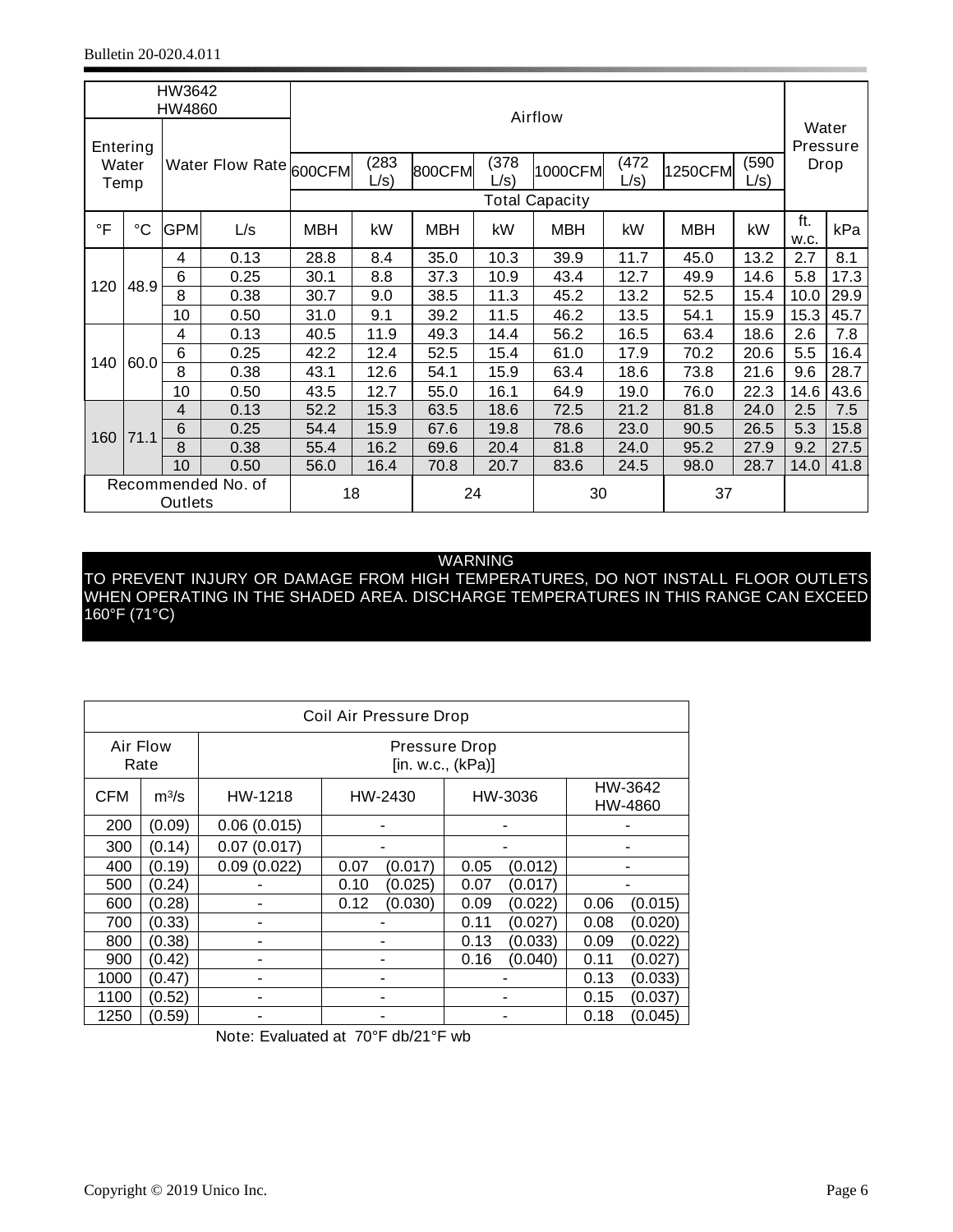| HW3642 HW4860 | | | | Airflow | | | | | | | | Water Pressure Drop | |
|---|---|---|---|---|---|---|---|---|---|---|---|---|---|
| Entering Water Temp | | Water Flow Rate | | 600CFM | (283 L/s) | 800CFM | (378 L/s) | 1000CFM | (472 L/s) | 1250CFM | (590 L/s) | | |
| | | | | Total Capacity | | | | | | | | | |
| °F | °C | GPM | L/s | MBH | kW | MBH | kW | MBH | kW | MBH | kW | ft. w.c. | kPa |
| 120 | 48.9 | 4 | 0.13 | 28.8 | 8.4 | 35.0 | 10.3 | 39.9 | 11.7 | 45.0 | 13.2 | 2.7 | 8.1 |
| | | 6 | 0.25 | 30.1 | 8.8 | 37.3 | 10.9 | 43.4 | 12.7 | 49.9 | 14.6 | 5.8 | 17.3 |
| | | 8 | 0.38 | 30.7 | 9.0 | 38.5 | 11.3 | 45.2 | 13.2 | 52.5 | 15.4 | 10.0 | 29.9 |
| | | 10 | 0.50 | 31.0 | 9.1 | 39.2 | 11.5 | 46.2 | 13.5 | 54.1 | 15.9 | 15.3 | 45.7 |
| 140 | 60.0 | 4 | 0.13 | 40.5 | 11.9 | 49.3 | 14.4 | 56.2 | 16.5 | 63.4 | 18.6 | 2.6 | 7.8 |
| | | 6 | 0.25 | 42.2 | 12.4 | 52.5 | 15.4 | 61.0 | 17.9 | 70.2 | 20.6 | 5.5 | 16.4 |
| | | 8 | 0.38 | 43.1 | 12.6 | 54.1 | 15.9 | 63.4 | 18.6 | 73.8 | 21.6 | 9.6 | 28.7 |
| | | 10 | 0.50 | 43.5 | 12.7 | 55.0 | 16.1 | 64.9 | 19.0 | 76.0 | 22.3 | 14.6 | 43.6 |
| 160 | 71.1 | 4 | 0.13 | 52.2 | 15.3 | 63.5 | 18.6 | 72.5 | 21.2 | 81.8 | 24.0 | 2.5 | 7.5 |
| | | 6 | 0.25 | 54.4 | 15.9 | 67.6 | 19.8 | 78.6 | 23.0 | 90.5 | 26.5 | 5.3 | 15.8 |
| | | 8 | 0.38 | 55.4 | 16.2 | 69.6 | 20.4 | 81.8 | 24.0 | 95.2 | 27.9 | 9.2 | 27.5 |
| | | 10 | 0.50 | 56.0 | 16.4 | 70.8 | 20.7 | 83.6 | 24.5 | 98.0 | 28.7 | 14.0 | 41.8 |
| Recommended No. of Outlets | | | | 18 | | 24 | | 30 | | 37 | | | |

**WARNING**
TO PREVENT INJURY OR DAMAGE FROM HIGH TEMPERATURES, DO NOT INSTALL FLOOR OUTLETS WHEN OPERATING IN THE SHADED AREA. DISCHARGE TEMPERATURES IN THIS RANGE CAN EXCEED 160°F (71°C)

| Coil Air Pressure Drop | | | | | |
|---|---|---|---|---|---|
| Air Flow Rate | | Pressure Drop [in. w.c., (kPa)] | | | |
| CFM | $m^3/s$ | HW-1218 | HW-2430 | HW-3036 | HW-3642 HW-4860 |
| 200 | (0.09) | 0.06 (0.015) | - | - | - |
| 300 | (0.14) | 0.07 (0.017) | - | - | - |
| 400 | (0.19) | 0.09 (0.022) | 0.07 (0.017) | 0.05 (0.012) | - |
| 500 | (0.24) | - | 0.10 (0.025) | 0.07 (0.017) | - |
| 600 | (0.28) | - | 0.12 (0.030) | 0.09 (0.022) | 0.06 (0.015) |
| 700 | (0.33) | - | - | 0.11 (0.027) | 0.08 (0.020) |
| 800 | (0.38) | - | - | 0.13 (0.033) | 0.09 (0.022) |
| 900 | (0.42) | - | - | 0.16 (0.040) | 0.11 (0.027) |
| 1000 | (0.47) | - | - | - | 0.13 (0.033) |
| 1100 | (0.52) | - | - | - | 0.15 (0.037) |
| 1250 | (0.59) | - | - | - | 0.18 (0.045) |

Note: Evaluated at 70°F db/21°F wb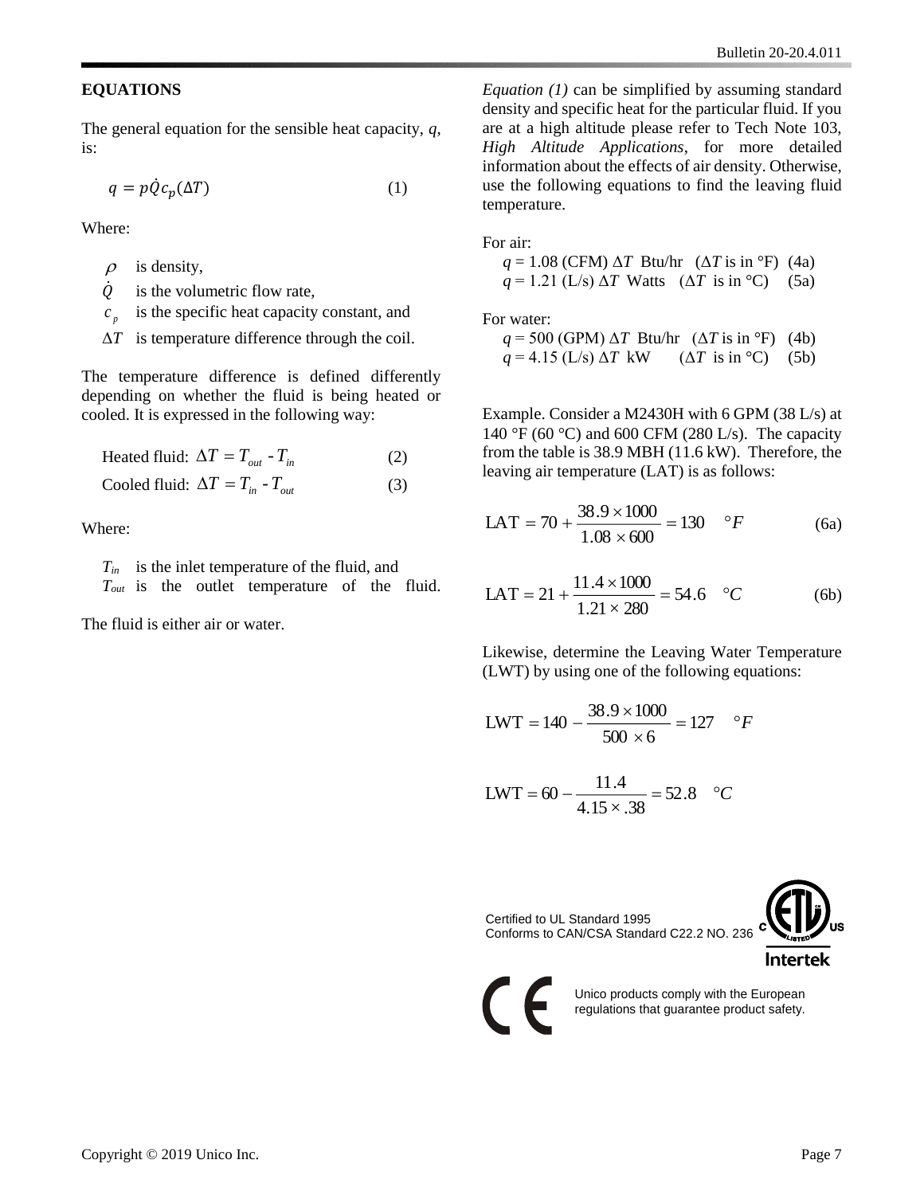## EQUATIONS

The general equation for the sensible heat capacity, $q$, is:

$$q = p\dot{Q}c_p(\Delta T) \qquad (1)$$

Where:

- $\rho$ is density,
- $\dot{Q}$ is the volumetric flow rate,
- $c_p$ is the specific heat capacity constant, and
- $\Delta T$ is temperature difference through the coil.

The temperature difference is defined differently depending on whether the fluid is being heated or cooled. It is expressed in the following way:

Heated fluid: $\Delta T = T_{out} - T_{in}$ (2)

Cooled fluid: $\Delta T = T_{in} - T_{out}$ (3)

Where:

- $T_{in}$ is the inlet temperature of the fluid, and
- $T_{out}$ is the outlet temperature of the fluid.

The fluid is either air or water.

*Equation (1)* can be simplified by assuming standard density and specific heat for the particular fluid. If you are at a high altitude please refer to Tech Note 103, *High Altitude Applications*, for more detailed information about the effects of air density. Otherwise, use the following equations to find the leaving fluid temperature.

For air:

$q$ = 1.08 (CFM) $\Delta T$ Btu/hr ($\Delta T$ is in °F) (4a)

$q$ = 1.21 (L/s) $\Delta T$ Watts ($\Delta T$ is in °C) (5a)

For water:

$q$ = 500 (GPM) $\Delta T$ Btu/hr ($\Delta T$ is in °F) (4b)

$q$ = 4.15 (L/s) $\Delta T$ kW ($\Delta T$ is in °C) (5b)

Example. Consider a M2430H with 6 GPM (38 L/s) at 140 °F (60 °C) and 600 CFM (280 L/s). The capacity from the table is 38.9 MBH (11.6 kW). Therefore, the leaving air temperature (LAT) is as follows:

$$\text{LAT} = 70 + \frac{38.9 \times 1000}{1.08 \times 600} = 130 \quad °F \qquad (6a)$$

$$\text{LAT} = 21 + \frac{11.4 \times 1000}{1.21 \times 280} = 54.6 \quad °C \qquad (6b)$$

Likewise, determine the Leaving Water Temperature (LWT) by using one of the following equations:

$$\text{LWT} = 140 - \frac{38.9 \times 1000}{500 \times 6} = 127 \quad °F$$

$$\text{LWT} = 60 - \frac{11.4}{4.15 \times .38} = 52.8 \quad °C$$

Certified to UL Standard 1995
Conforms to CAN/CSA Standard C22.2 NO. 236

Unico products comply with the European regulations that guarantee product safety.

Copyright © 2019 Unico Inc.